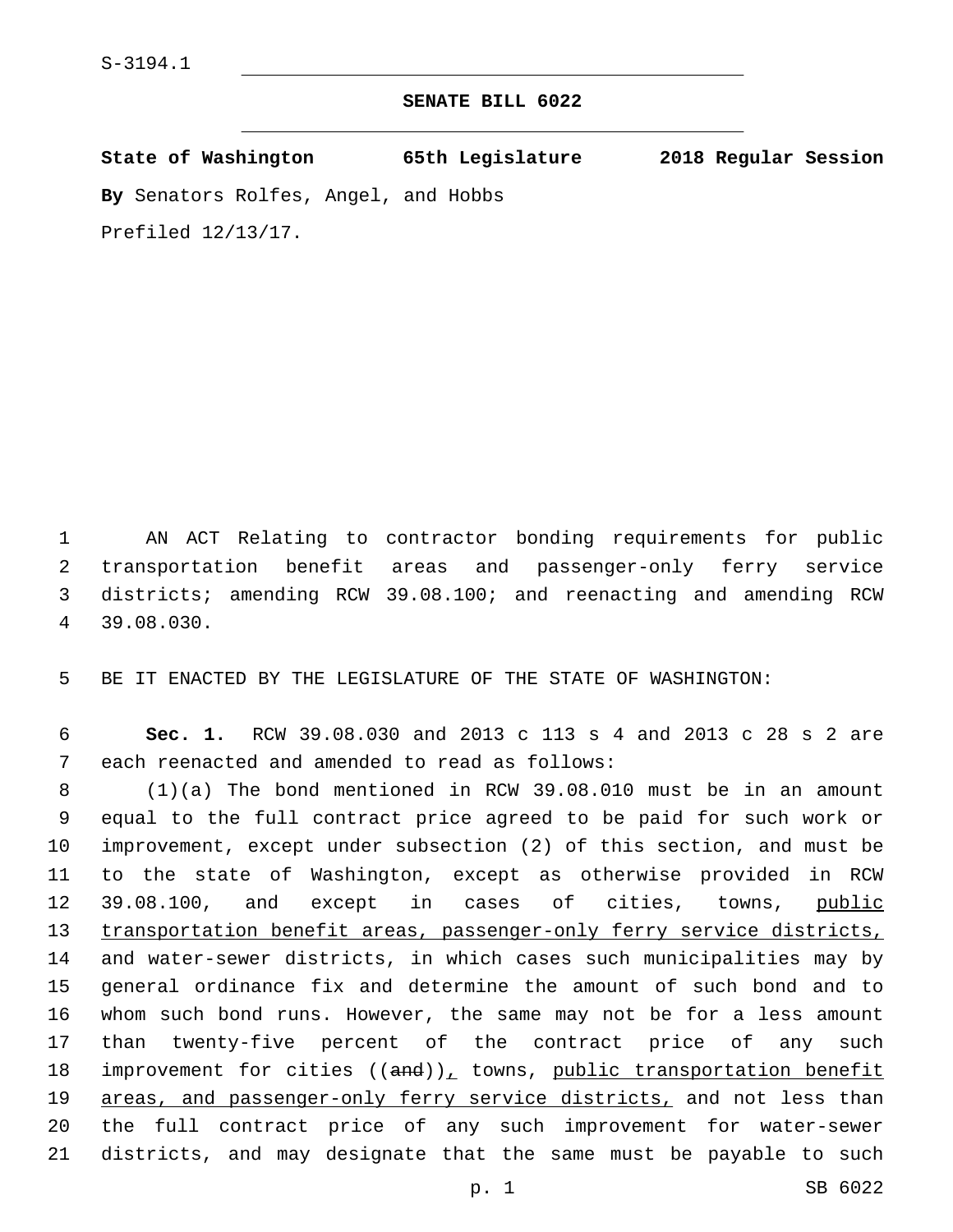S-3194.1

## SENATE BILL 6022

**State of Washington 65th Legislature 2018 Regular Session**

**By** Senators Rolfes, Angel, and Hobbs

Prefiled 12/13/17.

AN ACT Relating to contractor bonding requirements for public transportation benefit areas and passenger-only ferry service districts; amending RCW 39.08.100; and reenacting and amending RCW 39.08.030.

BE IT ENACTED BY THE LEGISLATURE OF THE STATE OF WASHINGTON:

**Sec. 1.** RCW 39.08.030 and 2013 c 113 s 4 and 2013 c 28 s 2 are each reenacted and amended to read as follows:

(1)(a) The bond mentioned in RCW 39.08.010 must be in an amount equal to the full contract price agreed to be paid for such work or improvement, except under subsection (2) of this section, and must be to the state of Washington, except as otherwise provided in RCW 39.08.100, and except in cases of cities, towns, <u>public transportation benefit areas, passenger-only ferry service districts,</u> and water-sewer districts, in which cases such municipalities may by general ordinance fix and determine the amount of such bond and to whom such bond runs. However, the same may not be for a less amount than twenty-five percent of the contract price of any such improvement for cities ((~~and~~))<u>,</u> towns, <u>public transportation benefit areas, and passenger-only ferry service districts,</u> and not less than the full contract price of any such improvement for water-sewer districts, and may designate that the same must be payable to such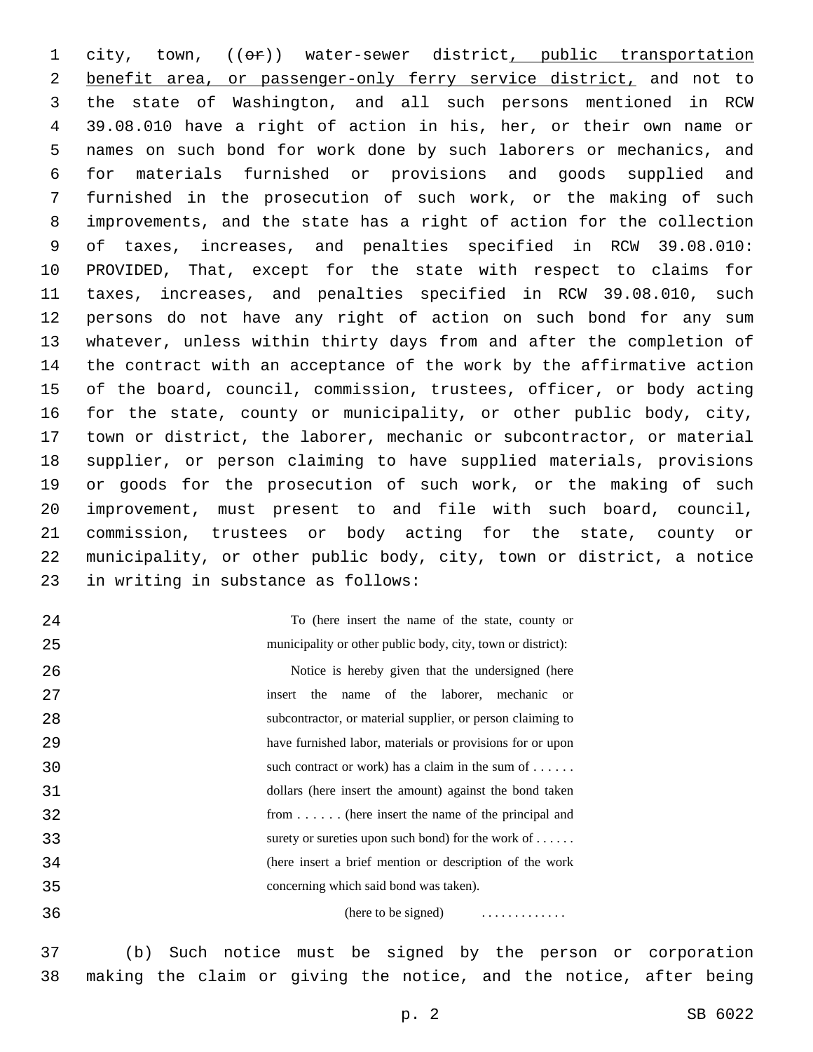city, town, ((~~or~~)) water-sewer district, public transportation benefit area, or passenger-only ferry service district, and not to the state of Washington, and all such persons mentioned in RCW 39.08.010 have a right of action in his, her, or their own name or names on such bond for work done by such laborers or mechanics, and for materials furnished or provisions and goods supplied and furnished in the prosecution of such work, or the making of such improvements, and the state has a right of action for the collection of taxes, increases, and penalties specified in RCW 39.08.010: PROVIDED, That, except for the state with respect to claims for taxes, increases, and penalties specified in RCW 39.08.010, such persons do not have any right of action on such bond for any sum whatever, unless within thirty days from and after the completion of the contract with an acceptance of the work by the affirmative action of the board, council, commission, trustees, officer, or body acting for the state, county or municipality, or other public body, city, town or district, the laborer, mechanic or subcontractor, or material supplier, or person claiming to have supplied materials, provisions or goods for the prosecution of such work, or the making of such improvement, must present to and file with such board, council, commission, trustees or body acting for the state, county or municipality, or other public body, city, town or district, a notice in writing in substance as follows:

> To (here insert the name of the state, county or municipality or other public body, city, town or district):
>
> Notice is hereby given that the undersigned (here insert the name of the laborer, mechanic or subcontractor, or material supplier, or person claiming to have furnished labor, materials or provisions for or upon such contract or work) has a claim in the sum of . . . . . . dollars (here insert the amount) against the bond taken from . . . . . . (here insert the name of the principal and surety or sureties upon such bond) for the work of . . . . . . (here insert a brief mention or description of the work concerning which said bond was taken).
>
> (here to be signed) . . . . . . . . . . . . .

(b) Such notice must be signed by the person or corporation making the claim or giving the notice, and the notice, after being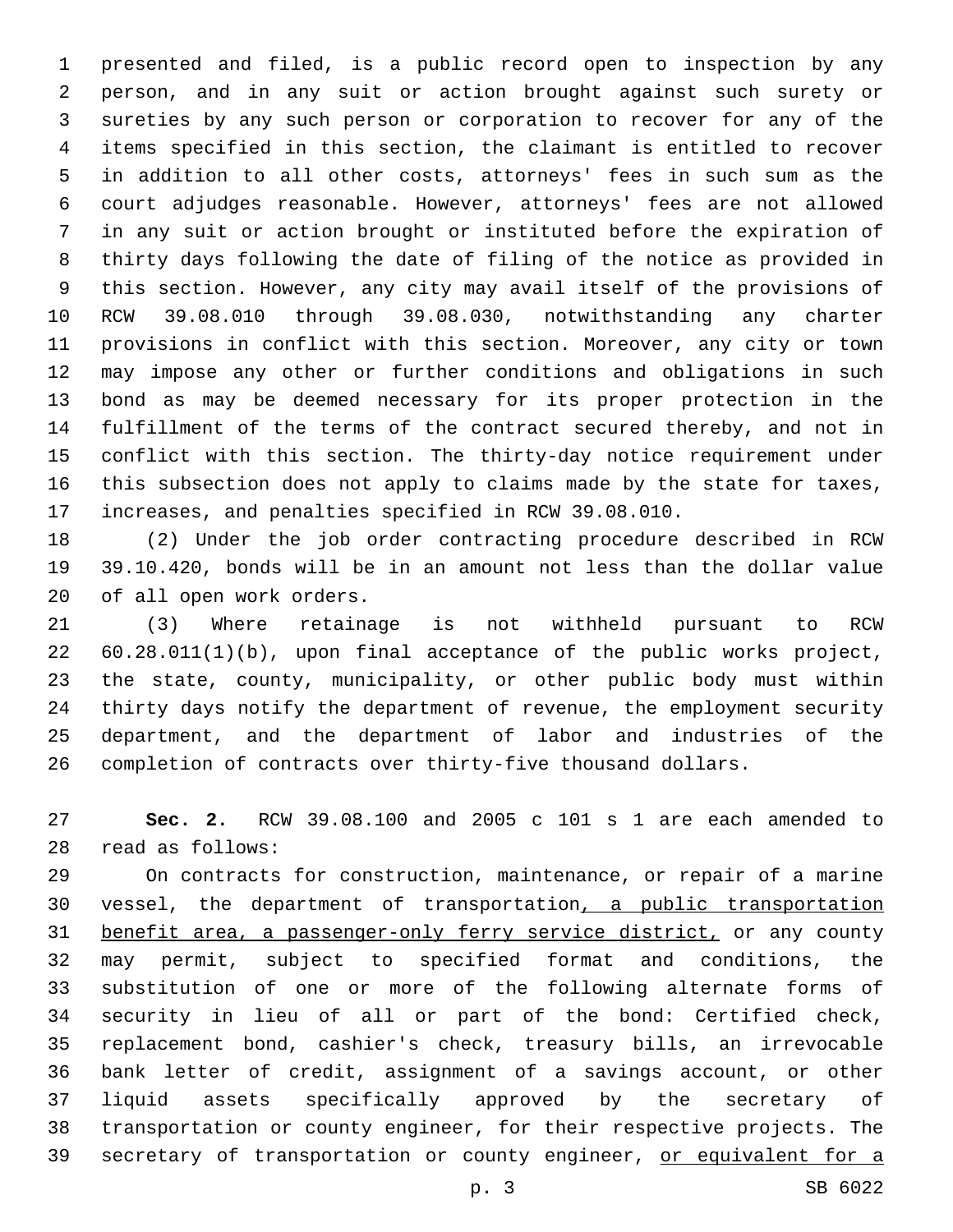presented and filed, is a public record open to inspection by any person, and in any suit or action brought against such surety or sureties by any such person or corporation to recover for any of the items specified in this section, the claimant is entitled to recover in addition to all other costs, attorneys' fees in such sum as the court adjudges reasonable. However, attorneys' fees are not allowed in any suit or action brought or instituted before the expiration of thirty days following the date of filing of the notice as provided in this section. However, any city may avail itself of the provisions of RCW 39.08.010 through 39.08.030, notwithstanding any charter provisions in conflict with this section. Moreover, any city or town may impose any other or further conditions and obligations in such bond as may be deemed necessary for its proper protection in the fulfillment of the terms of the contract secured thereby, and not in conflict with this section. The thirty-day notice requirement under this subsection does not apply to claims made by the state for taxes, increases, and penalties specified in RCW 39.08.010.

(2) Under the job order contracting procedure described in RCW 39.10.420, bonds will be in an amount not less than the dollar value of all open work orders.

(3) Where retainage is not withheld pursuant to RCW 60.28.011(1)(b), upon final acceptance of the public works project, the state, county, municipality, or other public body must within thirty days notify the department of revenue, the employment security department, and the department of labor and industries of the completion of contracts over thirty-five thousand dollars.

**Sec. 2.** RCW 39.08.100 and 2005 c 101 s 1 are each amended to read as follows:

On contracts for construction, maintenance, or repair of a marine vessel, the department of transportation<u>, a public transportation benefit area, a passenger-only ferry service district,</u> or any county may permit, subject to specified format and conditions, the substitution of one or more of the following alternate forms of security in lieu of all or part of the bond: Certified check, replacement bond, cashier's check, treasury bills, an irrevocable bank letter of credit, assignment of a savings account, or other liquid assets specifically approved by the secretary of transportation or county engineer, for their respective projects. The secretary of transportation or county engineer, <u>or equivalent for a</u>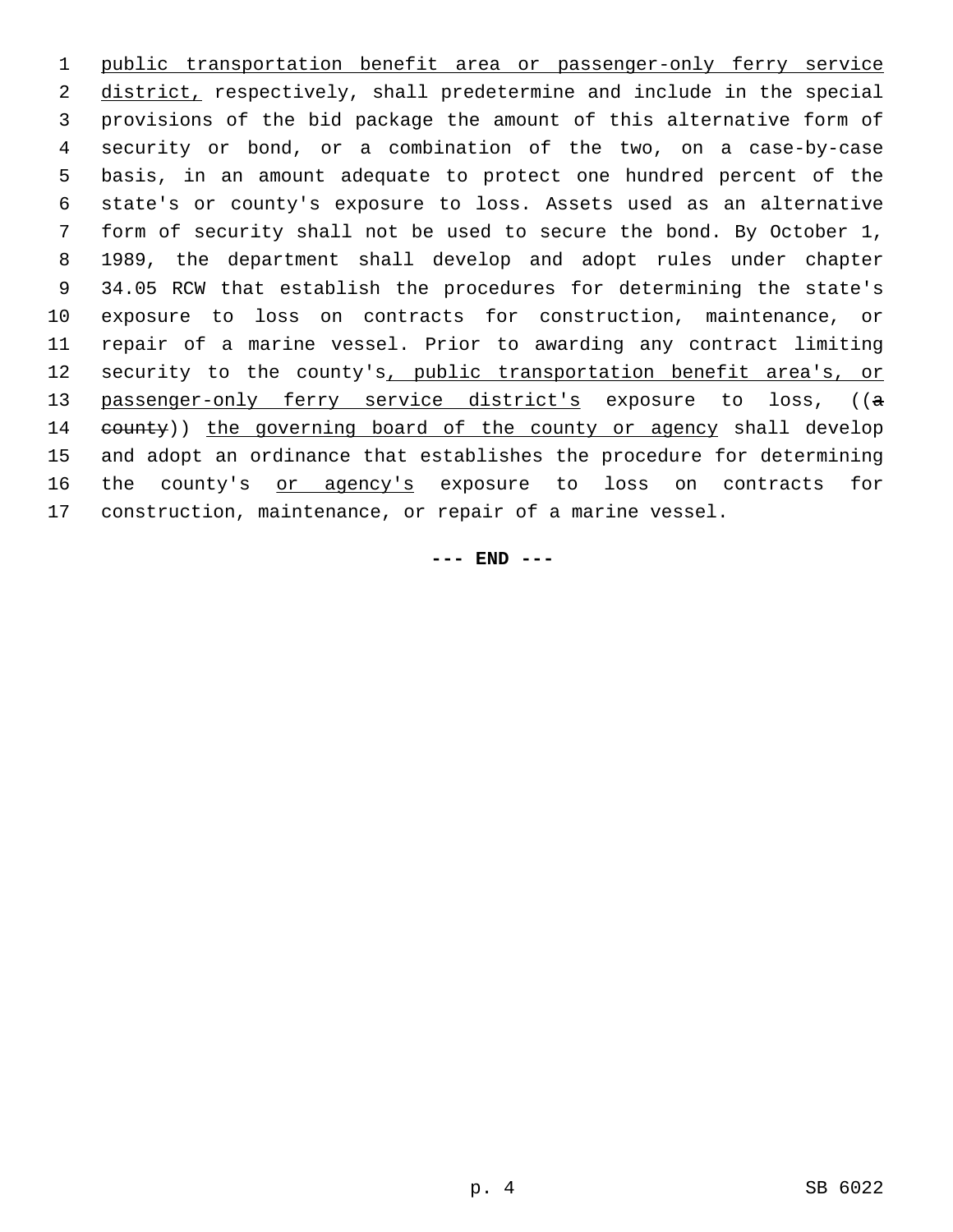public transportation benefit area or passenger-only ferry service district, respectively, shall predetermine and include in the special provisions of the bid package the amount of this alternative form of security or bond, or a combination of the two, on a case-by-case basis, in an amount adequate to protect one hundred percent of the state's or county's exposure to loss. Assets used as an alternative form of security shall not be used to secure the bond. By October 1, 1989, the department shall develop and adopt rules under chapter 34.05 RCW that establish the procedures for determining the state's exposure to loss on contracts for construction, maintenance, or repair of a marine vessel. Prior to awarding any contract limiting security to the county's, public transportation benefit area's, or passenger-only ferry service district's exposure to loss, ((~~a county~~)) the governing board of the county or agency shall develop and adopt an ordinance that establishes the procedure for determining the county's or agency's exposure to loss on contracts for construction, maintenance, or repair of a marine vessel.

**--- END ---**